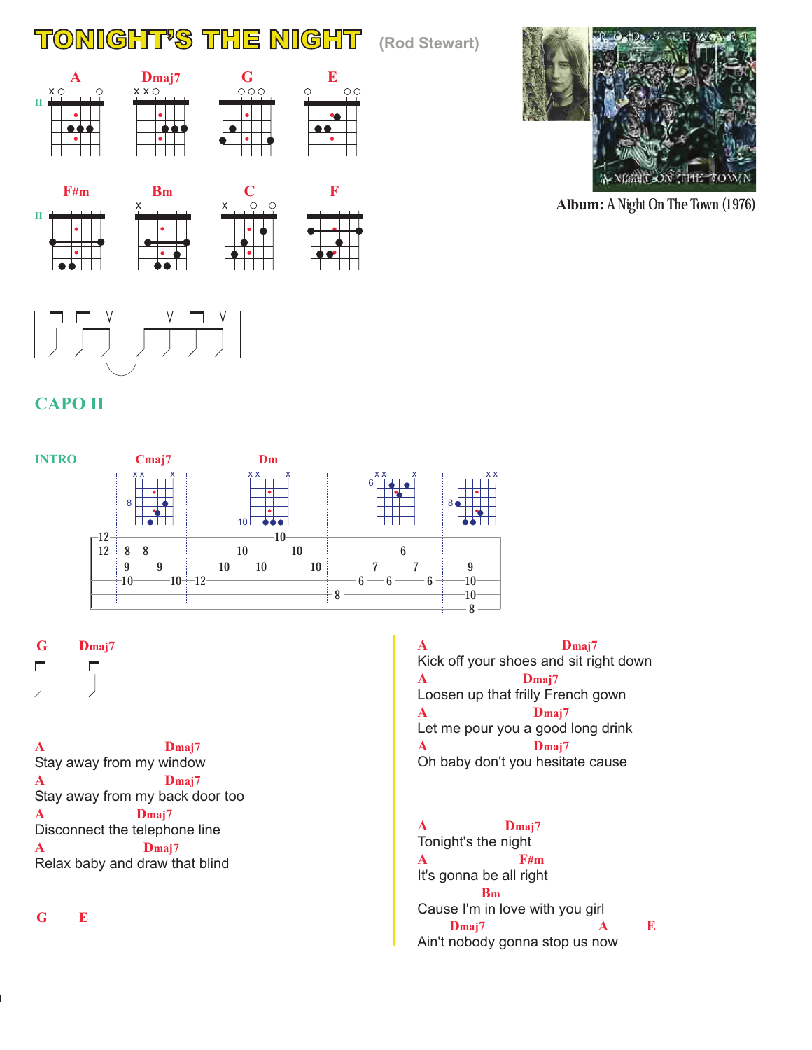# TONIGHT'S THE NIGHT

(Rod Stewart)

A Dmaj7 G E

F#m Bm C F

**Album:** A Night On The Town (1976)

## CAPO II

**INTRO**

Cmaj7 Dm

```
-12-|--------------|---------------10----------|--------------|-------------|------------
-12-|-8--8---------|-------10-------------10---|--------------|------6------|------------
----|----9-----9---|--10--------10----------10-|--------------|---7------7--|--9---------
----|-10--------10-|-12------------------------|--------------|6----6-----6-|--10--------
----|--------------|---------------------------|8-------------|-------------|--10--------
----|--------------|---------------------------|--------------|-------------|--8---------
```

G Dmaj7

A Dmaj7
Stay away from my window
A Dmaj7
Stay away from my back door too
A Dmaj7
Disconnect the telephone line
A Dmaj7
Relax baby and draw that blind

G E

A Dmaj7
Kick off your shoes and sit right down
A Dmaj7
Loosen up that frilly French gown
A Dmaj7
Let me pour you a good long drink
A Dmaj7
Oh baby don't you hesitate cause

A Dmaj7
Tonight's the night
A F#m
It's gonna be all right
Bm
Cause I'm in love with you girl
Dmaj7 A E
Ain't nobody gonna stop us now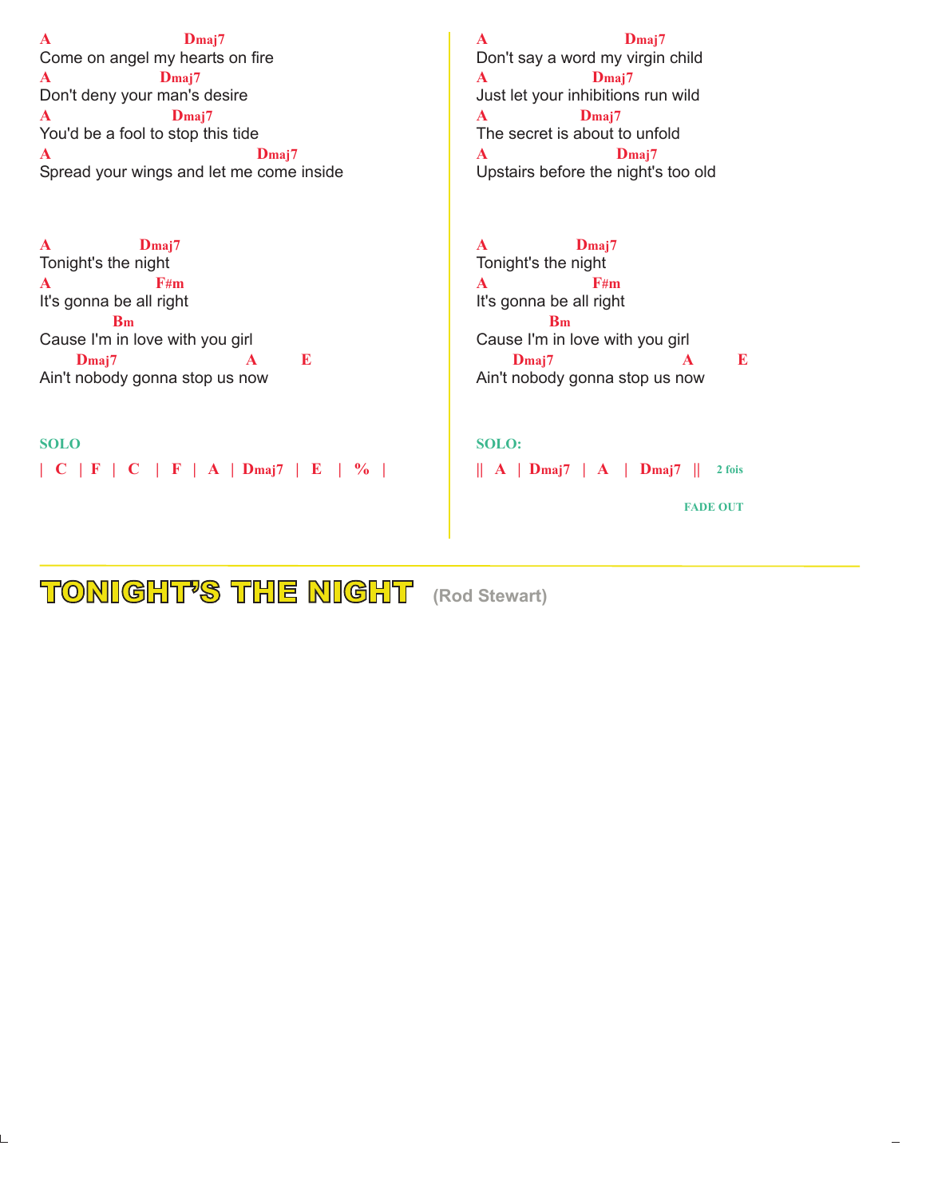A                    Dmaj7
Come on angel my hearts on fire
A               Dmaj7
Don't deny your man's desire
A                 Dmaj7
You'd be a fool to stop this tide
A                                   Dmaj7
Spread your wings and let me come inside

A              Dmaj7
Tonight's the night
A                 F#m
It's gonna be all right
            Bm
Cause I'm in love with you girl
     Dmaj7                    A        E
Ain't nobody gonna stop us now

**SOLO**

| C | F | C | F | A | Dmaj7 | E | % |

A                       Dmaj7
Don't say a word my virgin child
A                 Dmaj7
Just let your inhibitions run wild
A               Dmaj7
The secret is about to unfold
A                   Dmaj7
Upstairs before the night's too old

A              Dmaj7
Tonight's the night
A                 F#m
It's gonna be all right
            Bm
Cause I'm in love with you girl
     Dmaj7                    A        E
Ain't nobody gonna stop us now

**SOLO:**

|| A | Dmaj7 | A | Dmaj7 || 2 fois

FADE OUT

# TONIGHT'S THE NIGHT (Rod Stewart)